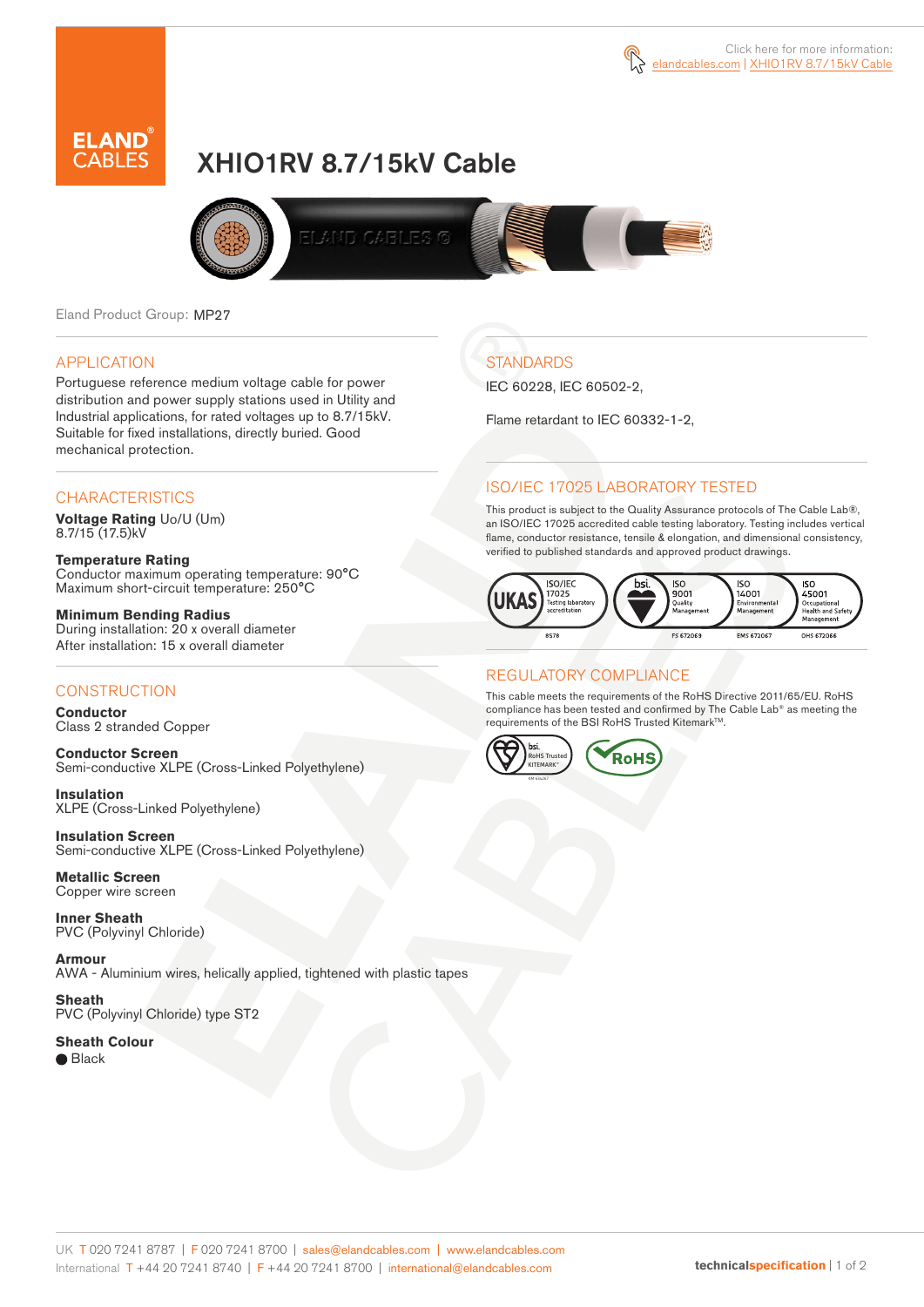Click here for more information: elandcables.com | XHIO1RV 8.7/15kV Cable

# XHIO1RV 8.7/15kV Cable

Eland Product Group: MP27

## APPLICATION

Portuguese reference medium voltage cable for power distribution and power supply stations used in Utility and Industrial applications, for rated voltages up to 8.7/15kV. Suitable for fixed installations, directly buried. Good mechanical protection.

## CHARACTERISTICS

**Voltage Rating** Uo/U (Um)
8.7/15 (17.5)kV

**Temperature Rating**
Conductor maximum operating temperature: 90°C
Maximum short-circuit temperature: 250°C

**Minimum Bending Radius**
During installation: 20 x overall diameter
After installation: 15 x overall diameter

## CONSTRUCTION

**Conductor**
Class 2 stranded Copper

**Conductor Screen**
Semi-conductive XLPE (Cross-Linked Polyethylene)

**Insulation**
XLPE (Cross-Linked Polyethylene)

**Insulation Screen**
Semi-conductive XLPE (Cross-Linked Polyethylene)

**Metallic Screen**
Copper wire screen

**Inner Sheath**
PVC (Polyvinyl Chloride)

**Armour**
AWA - Aluminium wires, helically applied, tightened with plastic tapes

**Sheath**
PVC (Polyvinyl Chloride) type ST2

**Sheath Colour**
● Black

## STANDARDS

IEC 60228, IEC 60502-2,

Flame retardant to IEC 60332-1-2,

## ISO/IEC 17025 LABORATORY TESTED

This product is subject to the Quality Assurance protocols of The Cable Lab®, an ISO/IEC 17025 accredited cable testing laboratory. Testing includes vertical flame, conductor resistance, tensile & elongation, and dimensional consistency, verified to published standards and approved product drawings.

UKAS ISO/IEC 17025 Testing laboratory accreditation 8578 | bsi. ISO 9001 Quality Management FS 672069 | ISO 14001 Environmental Management EMS 672067 | ISO 45001 Occupational Health and Safety Management OHS 672066

## REGULATORY COMPLIANCE

This cable meets the requirements of the RoHS Directive 2011/65/EU. RoHS compliance has been tested and confirmed by The Cable Lab® as meeting the requirements of the BSI RoHS Trusted Kitemark™.

bsi. RoHS Trusted KITEMARK™ | RoHS

UK T 020 7241 8787 | F 020 7241 8700 | sales@elandcables.com | www.elandcables.com
International T +44 20 7241 8740 | F +44 20 7241 8700 | international@elandcables.com

technicalspecification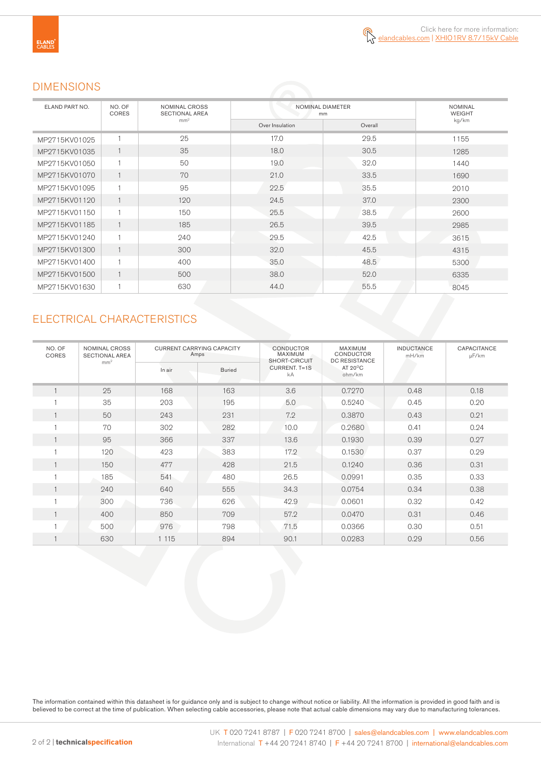Click here for more information: elandcables.com | XHIO1RV 8.7/15kV Cable

## DIMENSIONS

| ELAND PART NO. | NO. OF CORES | NOMINAL CROSS SECTIONAL AREA mm² | NOMINAL DIAMETER mm | | NOMINAL WEIGHT kg/km |
|---|---|---|---|---|---|
| | | | Over Insulation | Overall | |
| MP2715KV01025 | 1 | 25 | 17.0 | 29.5 | 1155 |
| MP2715KV01035 | 1 | 35 | 18.0 | 30.5 | 1285 |
| MP2715KV01050 | 1 | 50 | 19.0 | 32.0 | 1440 |
| MP2715KV01070 | 1 | 70 | 21.0 | 33.5 | 1690 |
| MP2715KV01095 | 1 | 95 | 22.5 | 35.5 | 2010 |
| MP2715KV01120 | 1 | 120 | 24.5 | 37.0 | 2300 |
| MP2715KV01150 | 1 | 150 | 25.5 | 38.5 | 2600 |
| MP2715KV01185 | 1 | 185 | 26.5 | 39.5 | 2985 |
| MP2715KV01240 | 1 | 240 | 29.5 | 42.5 | 3615 |
| MP2715KV01300 | 1 | 300 | 32.0 | 45.5 | 4315 |
| MP2715KV01400 | 1 | 400 | 35.0 | 48.5 | 5300 |
| MP2715KV01500 | 1 | 500 | 38.0 | 52.0 | 6335 |
| MP2715KV01630 | 1 | 630 | 44.0 | 55.5 | 8045 |

## ELECTRICAL CHARACTERISTICS

| NO. OF CORES | NOMINAL CROSS SECTIONAL AREA mm² | CURRENT CARRYING CAPACITY Amps | | CONDUCTOR MAXIMUM SHORT-CIRCUIT CURRENT. T=1S kA | MAXIMUM CONDUCTOR DC RESISTANCE AT 20°C ohm/km | INDUCTANCE mH/km | CAPACITANCE µF/km |
|---|---|---|---|---|---|---|---|
| | | In air | Buried | | | | |
| 1 | 25 | 168 | 163 | 3.6 | 0.7270 | 0.48 | 0.18 |
| 1 | 35 | 203 | 195 | 5.0 | 0.5240 | 0.45 | 0.20 |
| 1 | 50 | 243 | 231 | 7.2 | 0.3870 | 0.43 | 0.21 |
| 1 | 70 | 302 | 282 | 10.0 | 0.2680 | 0.41 | 0.24 |
| 1 | 95 | 366 | 337 | 13.6 | 0.1930 | 0.39 | 0.27 |
| 1 | 120 | 423 | 383 | 17.2 | 0.1530 | 0.37 | 0.29 |
| 1 | 150 | 477 | 428 | 21.5 | 0.1240 | 0.36 | 0.31 |
| 1 | 185 | 541 | 480 | 26.5 | 0.0991 | 0.35 | 0.33 |
| 1 | 240 | 640 | 555 | 34.3 | 0.0754 | 0.34 | 0.38 |
| 1 | 300 | 736 | 626 | 42.9 | 0.0601 | 0.32 | 0.42 |
| 1 | 400 | 850 | 709 | 57.2 | 0.0470 | 0.31 | 0.46 |
| 1 | 500 | 976 | 798 | 71.5 | 0.0366 | 0.30 | 0.51 |
| 1 | 630 | 1 115 | 894 | 90.1 | 0.0283 | 0.29 | 0.56 |

The information contained within this datasheet is for guidance only and is subject to change without notice or liability. All the information is provided in good faith and is believed to be correct at the time of publication. When selecting cable accessories, please note that actual cable dimensions may vary due to manufacturing tolerances.

UK T 020 7241 8787 | F 020 7241 8700 | sales@elandcables.com | www.elandcables.com
International T +44 20 7241 8740 | F +44 20 7241 8700 | international@elandcables.com